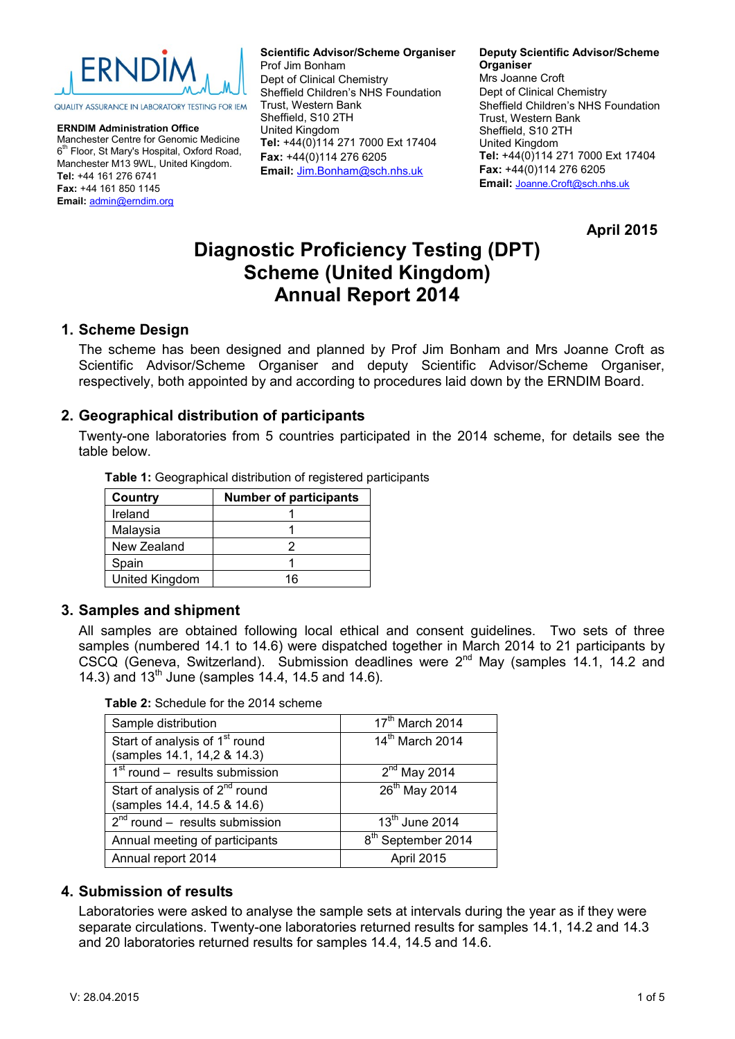ERNDIM

QUALITY ASSURANCE IN LABORATORY TESTING FOR IEM

**ERNDIM Administration Office**
Manchester Centre for Genomic Medicine
6th Floor, St Mary's Hospital, Oxford Road,
Manchester M13 9WL, United Kingdom.
**Tel:** +44 161 276 6741
**Fax:** +44 161 850 1145
**Email:** admin@erndim.org

**Scientific Advisor/Scheme Organiser**
Prof Jim Bonham
Dept of Clinical Chemistry
Sheffield Children's NHS Foundation Trust, Western Bank
Sheffield, S10 2TH
United Kingdom
**Tel:** +44(0)114 271 7000 Ext 17404
**Fax:** +44(0)114 276 6205
**Email:** Jim.Bonham@sch.nhs.uk

**Deputy Scientific Advisor/Scheme Organiser**
Mrs Joanne Croft
Dept of Clinical Chemistry
Sheffield Children's NHS Foundation Trust, Western Bank
Sheffield, S10 2TH
United Kingdom
**Tel:** +44(0)114 271 7000 Ext 17404
**Fax:** +44(0)114 276 6205
**Email:** Joanne.Croft@sch.nhs.uk

**April 2015**

# Diagnostic Proficiency Testing (DPT) Scheme (United Kingdom) Annual Report 2014

## 1. Scheme Design

The scheme has been designed and planned by Prof Jim Bonham and Mrs Joanne Croft as Scientific Advisor/Scheme Organiser and deputy Scientific Advisor/Scheme Organiser, respectively, both appointed by and according to procedures laid down by the ERNDIM Board.

## 2. Geographical distribution of participants

Twenty-one laboratories from 5 countries participated in the 2014 scheme, for details see the table below.

**Table 1:** Geographical distribution of registered participants

| Country | Number of participants |
|---|---|
| Ireland | 1 |
| Malaysia | 1 |
| New Zealand | 2 |
| Spain | 1 |
| United Kingdom | 16 |

## 3. Samples and shipment

All samples are obtained following local ethical and consent guidelines. Two sets of three samples (numbered 14.1 to 14.6) were dispatched together in March 2014 to 21 participants by CSCQ (Geneva, Switzerland). Submission deadlines were 2nd May (samples 14.1, 14.2 and 14.3) and 13th June (samples 14.4, 14.5 and 14.6).

**Table 2:** Schedule for the 2014 scheme

| | |
|---|---|
| Sample distribution | 17th March 2014 |
| Start of analysis of 1st round (samples 14.1, 14,2 & 14.3) | 14th March 2014 |
| 1st round – results submission | 2nd May 2014 |
| Start of analysis of 2nd round (samples 14.4, 14.5 & 14.6) | 26th May 2014 |
| 2nd round – results submission | 13th June 2014 |
| Annual meeting of participants | 8th September 2014 |
| Annual report 2014 | April 2015 |

## 4. Submission of results

Laboratories were asked to analyse the sample sets at intervals during the year as if they were separate circulations. Twenty-one laboratories returned results for samples 14.1, 14.2 and 14.3 and 20 laboratories returned results for samples 14.4, 14.5 and 14.6.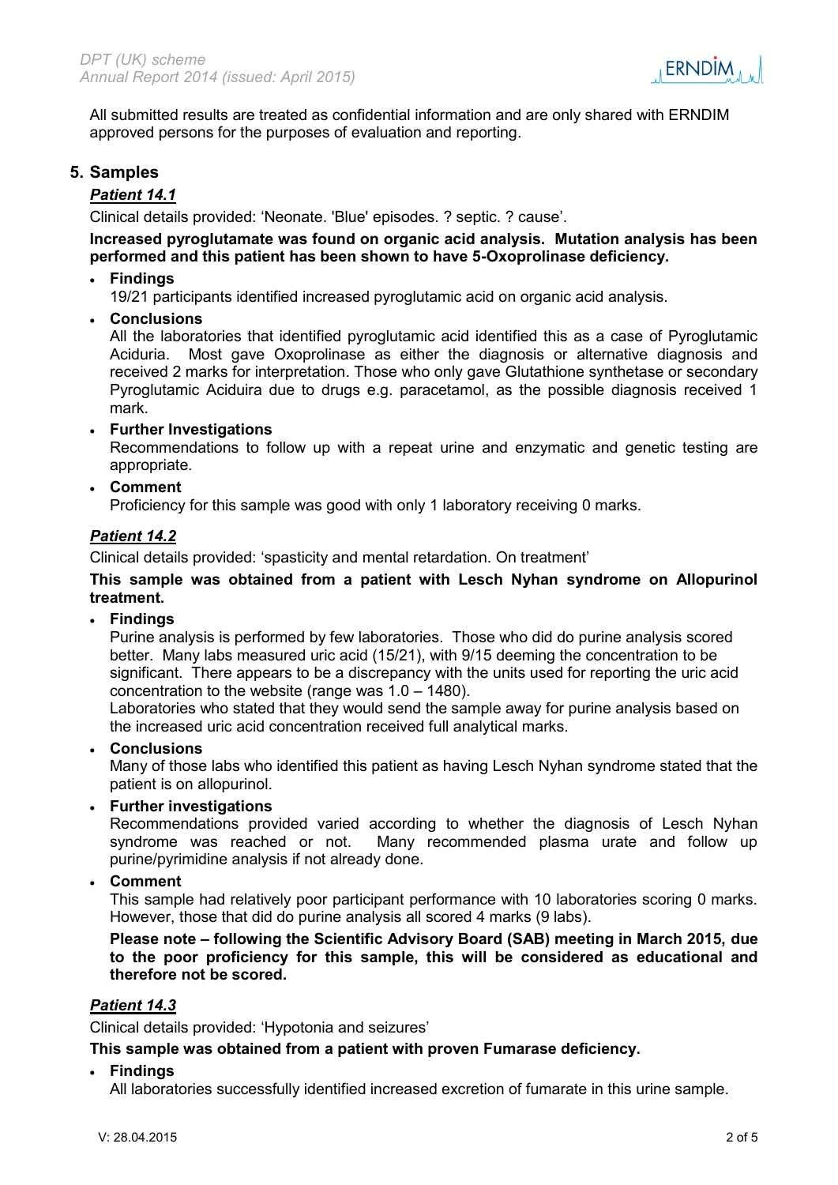All submitted results are treated as confidential information and are only shared with ERNDIM approved persons for the purposes of evaluation and reporting.

## 5. Samples

### ***Patient 14.1***

Clinical details provided: 'Neonate. 'Blue' episodes. ? septic. ? cause'.

**Increased pyroglutamate was found on organic acid analysis. Mutation analysis has been performed and this patient has been shown to have 5-Oxoprolinase deficiency.**

- **Findings**
  19/21 participants identified increased pyroglutamic acid on organic acid analysis.
- **Conclusions**
  All the laboratories that identified pyroglutamic acid identified this as a case of Pyroglutamic Aciduria. Most gave Oxoprolinase as either the diagnosis or alternative diagnosis and received 2 marks for interpretation. Those who only gave Glutathione synthetase or secondary Pyroglutamic Aciduira due to drugs e.g. paracetamol, as the possible diagnosis received 1 mark.
- **Further Investigations**
  Recommendations to follow up with a repeat urine and enzymatic and genetic testing are appropriate.
- **Comment**
  Proficiency for this sample was good with only 1 laboratory receiving 0 marks.

### ***Patient 14.2***

Clinical details provided: 'spasticity and mental retardation. On treatment'

**This sample was obtained from a patient with Lesch Nyhan syndrome on Allopurinol treatment.**

- **Findings**
  Purine analysis is performed by few laboratories. Those who did do purine analysis scored better. Many labs measured uric acid (15/21), with 9/15 deeming the concentration to be significant. There appears to be a discrepancy with the units used for reporting the uric acid concentration to the website (range was 1.0 – 1480).
  Laboratories who stated that they would send the sample away for purine analysis based on the increased uric acid concentration received full analytical marks.
- **Conclusions**
  Many of those labs who identified this patient as having Lesch Nyhan syndrome stated that the patient is on allopurinol.
- **Further investigations**
  Recommendations provided varied according to whether the diagnosis of Lesch Nyhan syndrome was reached or not. Many recommended plasma urate and follow up purine/pyrimidine analysis if not already done.
- **Comment**
  This sample had relatively poor participant performance with 10 laboratories scoring 0 marks. However, those that did do purine analysis all scored 4 marks (9 labs).

  **Please note – following the Scientific Advisory Board (SAB) meeting in March 2015, due to the poor proficiency for this sample, this will be considered as educational and therefore not be scored.**

### ***Patient 14.3***

Clinical details provided: 'Hypotonia and seizures'

**This sample was obtained from a patient with proven Fumarase deficiency.**

- **Findings**
  All laboratories successfully identified increased excretion of fumarate in this urine sample.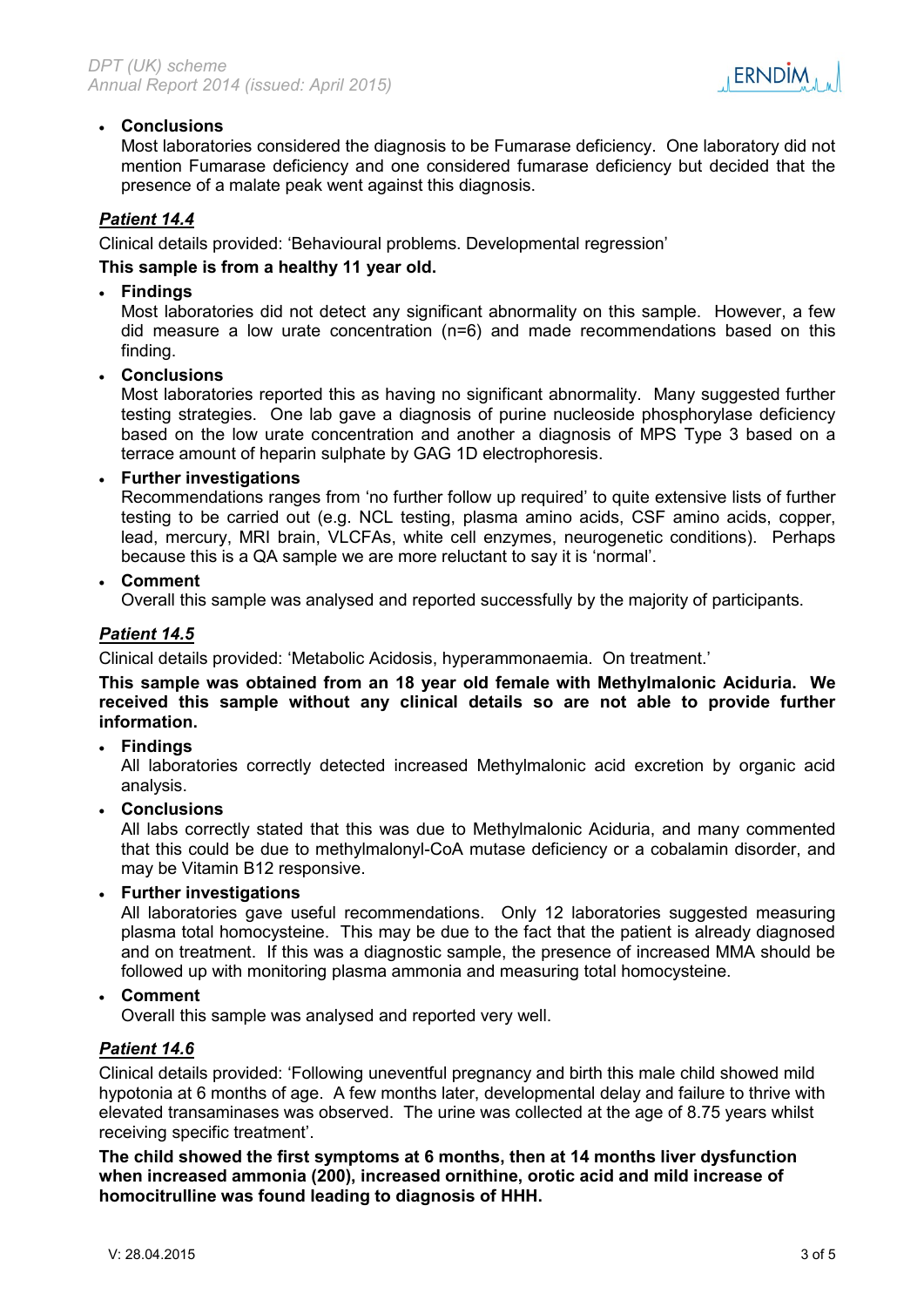- **Conclusions**
  Most laboratories considered the diagnosis to be Fumarase deficiency. One laboratory did not mention Fumarase deficiency and one considered fumarase deficiency but decided that the presence of a malate peak went against this diagnosis.

### *Patient 14.4*

Clinical details provided: 'Behavioural problems. Developmental regression'

**This sample is from a healthy 11 year old.**

- **Findings**
  Most laboratories did not detect any significant abnormality on this sample. However, a few did measure a low urate concentration (n=6) and made recommendations based on this finding.
- **Conclusions**
  Most laboratories reported this as having no significant abnormality. Many suggested further testing strategies. One lab gave a diagnosis of purine nucleoside phosphorylase deficiency based on the low urate concentration and another a diagnosis of MPS Type 3 based on a terrace amount of heparin sulphate by GAG 1D electrophoresis.
- **Further investigations**
  Recommendations ranges from 'no further follow up required' to quite extensive lists of further testing to be carried out (e.g. NCL testing, plasma amino acids, CSF amino acids, copper, lead, mercury, MRI brain, VLCFAs, white cell enzymes, neurogenetic conditions). Perhaps because this is a QA sample we are more reluctant to say it is 'normal'.
- **Comment**
  Overall this sample was analysed and reported successfully by the majority of participants.

### *Patient 14.5*

Clinical details provided: 'Metabolic Acidosis, hyperammonaemia. On treatment.'

**This sample was obtained from an 18 year old female with Methylmalonic Aciduria. We received this sample without any clinical details so are not able to provide further information.**

- **Findings**
  All laboratories correctly detected increased Methylmalonic acid excretion by organic acid analysis.
- **Conclusions**
  All labs correctly stated that this was due to Methylmalonic Aciduria, and many commented that this could be due to methylmalonyl-CoA mutase deficiency or a cobalamin disorder, and may be Vitamin B12 responsive.
- **Further investigations**
  All laboratories gave useful recommendations. Only 12 laboratories suggested measuring plasma total homocysteine. This may be due to the fact that the patient is already diagnosed and on treatment. If this was a diagnostic sample, the presence of increased MMA should be followed up with monitoring plasma ammonia and measuring total homocysteine.
- **Comment**
  Overall this sample was analysed and reported very well.

### *Patient 14.6*

Clinical details provided: 'Following uneventful pregnancy and birth this male child showed mild hypotonia at 6 months of age. A few months later, developmental delay and failure to thrive with elevated transaminases was observed. The urine was collected at the age of 8.75 years whilst receiving specific treatment'.

**The child showed the first symptoms at 6 months, then at 14 months liver dysfunction when increased ammonia (200), increased ornithine, orotic acid and mild increase of homocitrulline was found leading to diagnosis of HHH.**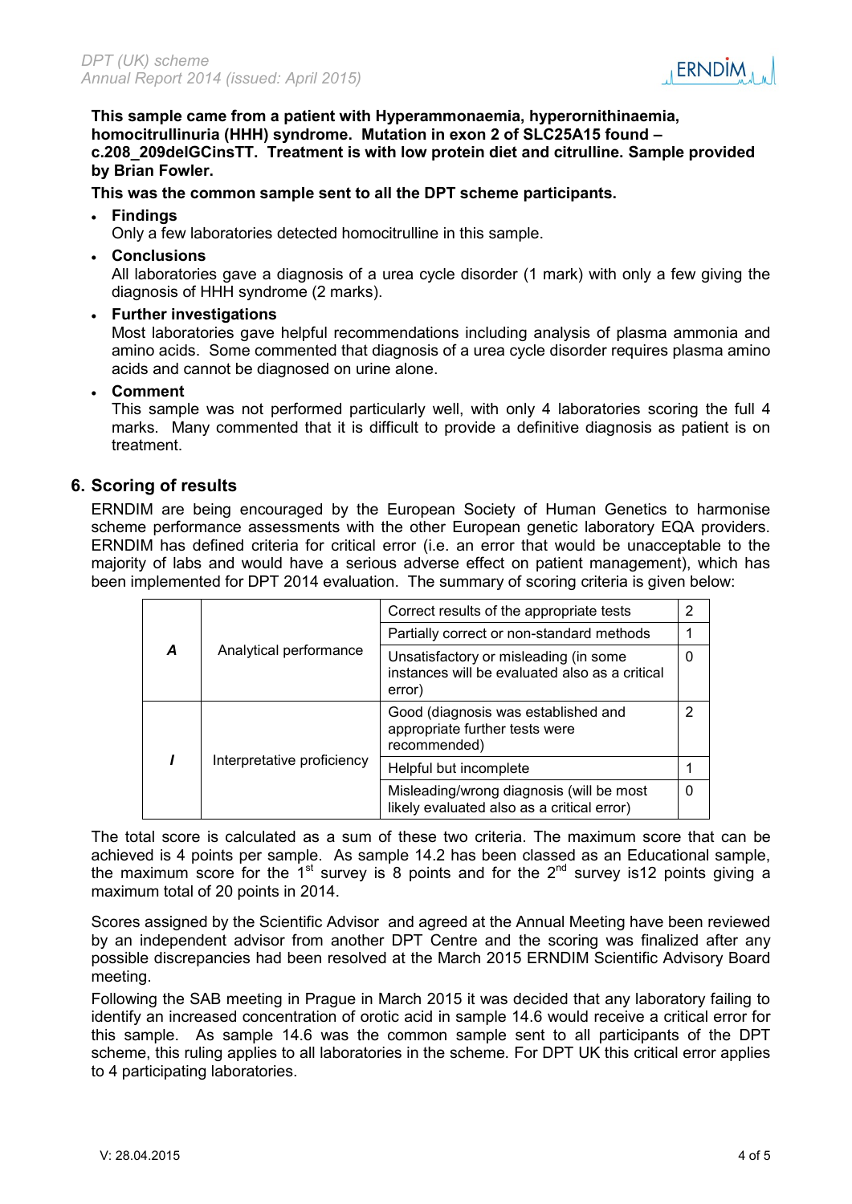**This sample came from a patient with Hyperammonaemia, hyperornithinaemia, homocitrullinuria (HHH) syndrome. Mutation in exon 2 of SLC25A15 found – c.208_209delGCinsTT. Treatment is with low protein diet and citrulline. Sample provided by Brian Fowler.**

**This was the common sample sent to all the DPT scheme participants.**

- **Findings**
  Only a few laboratories detected homocitrulline in this sample.
- **Conclusions**
  All laboratories gave a diagnosis of a urea cycle disorder (1 mark) with only a few giving the diagnosis of HHH syndrome (2 marks).
- **Further investigations**
  Most laboratories gave helpful recommendations including analysis of plasma ammonia and amino acids. Some commented that diagnosis of a urea cycle disorder requires plasma amino acids and cannot be diagnosed on urine alone.
- **Comment**
  This sample was not performed particularly well, with only 4 laboratories scoring the full 4 marks. Many commented that it is difficult to provide a definitive diagnosis as patient is on treatment.

## 6. Scoring of results

ERNDIM are being encouraged by the European Society of Human Genetics to harmonise scheme performance assessments with the other European genetic laboratory EQA providers. ERNDIM has defined criteria for critical error (i.e. an error that would be unacceptable to the majority of labs and would have a serious adverse effect on patient management), which has been implemented for DPT 2014 evaluation. The summary of scoring criteria is given below:

| | | | |
|---|---|---|---|
| ***A*** | Analytical performance | Correct results of the appropriate tests | 2 |
| | | Partially correct or non-standard methods | 1 |
| | | Unsatisfactory or misleading (in some instances will be evaluated also as a critical error) | 0 |
| ***I*** | Interpretative proficiency | Good (diagnosis was established and appropriate further tests were recommended) | 2 |
| | | Helpful but incomplete | 1 |
| | | Misleading/wrong diagnosis (will be most likely evaluated also as a critical error) | 0 |

The total score is calculated as a sum of these two criteria. The maximum score that can be achieved is 4 points per sample. As sample 14.2 has been classed as an Educational sample, the maximum score for the 1st survey is 8 points and for the 2nd survey is12 points giving a maximum total of 20 points in 2014.

Scores assigned by the Scientific Advisor and agreed at the Annual Meeting have been reviewed by an independent advisor from another DPT Centre and the scoring was finalized after any possible discrepancies had been resolved at the March 2015 ERNDIM Scientific Advisory Board meeting.

Following the SAB meeting in Prague in March 2015 it was decided that any laboratory failing to identify an increased concentration of orotic acid in sample 14.6 would receive a critical error for this sample. As sample 14.6 was the common sample sent to all participants of the DPT scheme, this ruling applies to all laboratories in the scheme. For DPT UK this critical error applies to 4 participating laboratories.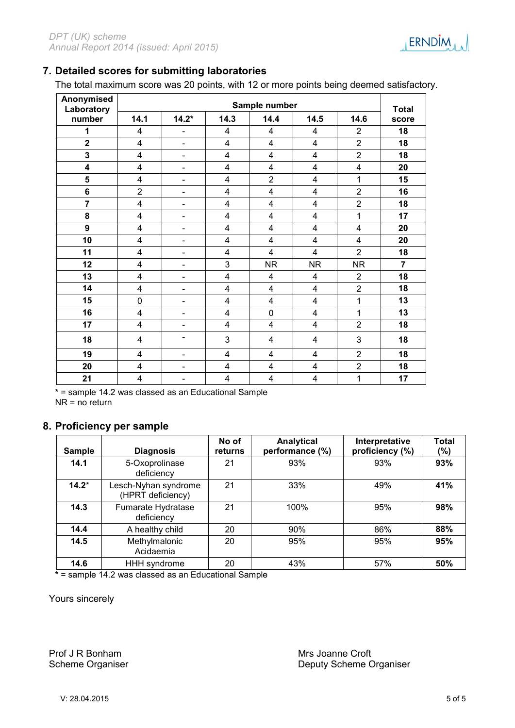## 7. Detailed scores for submitting laboratories

The total maximum score was 20 points, with 12 or more points being deemed satisfactory.

| Anonymised Laboratory number | Sample number | | | | | | Total score |
|---|---|---|---|---|---|---|---|
| | 14.1 | 14.2* | 14.3 | 14.4 | 14.5 | 14.6 | |
| **1** | 4 | - | 4 | 4 | 4 | 2 | **18** |
| **2** | 4 | - | 4 | 4 | 4 | 2 | **18** |
| **3** | 4 | - | 4 | 4 | 4 | 2 | **18** |
| **4** | 4 | - | 4 | 4 | 4 | 4 | **20** |
| **5** | 4 | - | 4 | 2 | 4 | 1 | **15** |
| **6** | 2 | - | 4 | 4 | 4 | 2 | **16** |
| **7** | 4 | - | 4 | 4 | 4 | 2 | **18** |
| **8** | 4 | - | 4 | 4 | 4 | 1 | **17** |
| **9** | 4 | - | 4 | 4 | 4 | 4 | **20** |
| **10** | 4 | - | 4 | 4 | 4 | 4 | **20** |
| **11** | 4 | - | 4 | 4 | 4 | 2 | **18** |
| **12** | 4 | - | 3 | NR | NR | NR | **7** |
| **13** | 4 | - | 4 | 4 | 4 | 2 | **18** |
| **14** | 4 | - | 4 | 4 | 4 | 2 | **18** |
| **15** | 0 | - | 4 | 4 | 4 | 1 | **13** |
| **16** | 4 | - | 4 | 0 | 4 | 1 | **13** |
| **17** | 4 | - | 4 | 4 | 4 | 2 | **18** |
| **18** | 4 | - | 3 | 4 | 4 | 3 | **18** |
| **19** | 4 | - | 4 | 4 | 4 | 2 | **18** |
| **20** | 4 | - | 4 | 4 | 4 | 2 | **18** |
| **21** | 4 | - | 4 | 4 | 4 | 1 | **17** |

**\*** = sample 14.2 was classed as an Educational Sample
NR = no return

## 8. Proficiency per sample

| Sample | Diagnosis | No of returns | Analytical performance (%) | Interpretative proficiency (%) | Total (%) |
|---|---|---|---|---|---|
| **14.1** | 5-Oxoprolinase deficiency | 21 | 93% | 93% | **93%** |
| **14.2*** | Lesch-Nyhan syndrome (HPRT deficiency) | 21 | 33% | 49% | **41%** |
| **14.3** | Fumarate Hydratase deficiency | 21 | 100% | 95% | **98%** |
| **14.4** | A healthy child | 20 | 90% | 86% | **88%** |
| **14.5** | Methylmalonic Acidaemia | 20 | 95% | 95% | **95%** |
| **14.6** | HHH syndrome | 20 | 43% | 57% | **50%** |

**\*** = sample 14.2 was classed as an Educational Sample

Yours sincerely

Prof J R Bonham
Scheme Organiser

Mrs Joanne Croft
Deputy Scheme Organiser

V: 28.04.2015